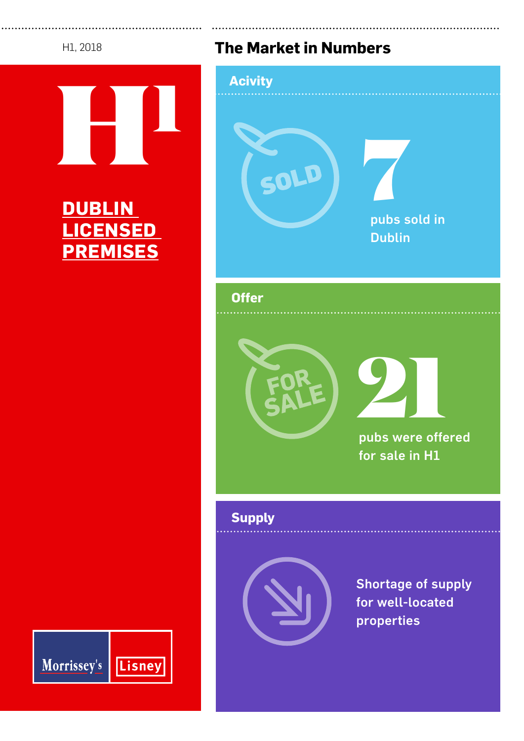H1, 2018

# H1

## DUBLIN LICENSED PREMISES

## The Market in Numbers

### Acivity

SOLD

**7**

pubs sold in Dublin

### Offer

FOR SALE

**21**

pubs were offered for sale in H1

### Supply

Shortage of supply for well-located properties

Morrissey's | Lisney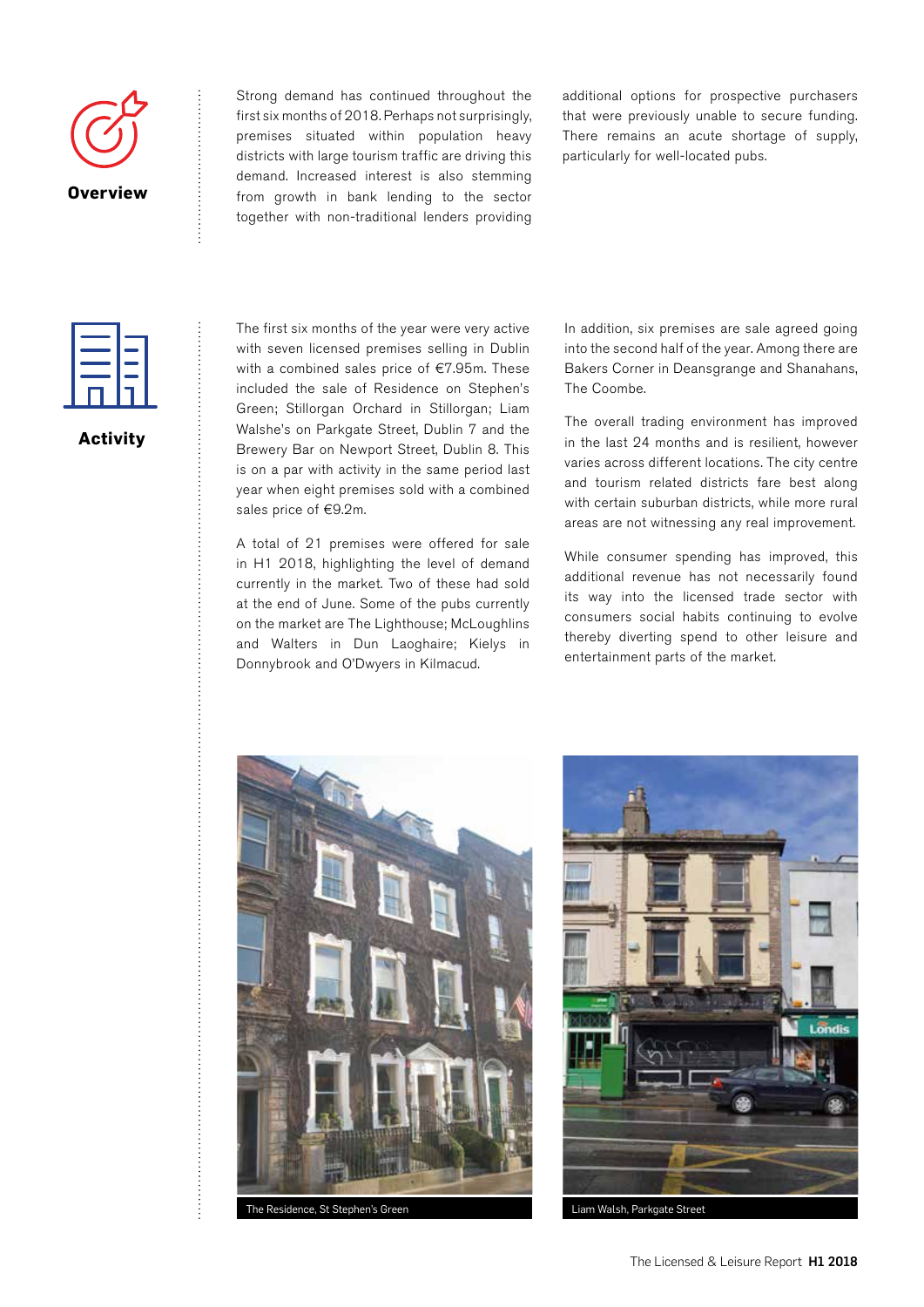## Overview

Strong demand has continued throughout the first six months of 2018. Perhaps not surprisingly, premises situated within population heavy districts with large tourism traffic are driving this demand. Increased interest is also stemming from growth in bank lending to the sector together with non-traditional lenders providing additional options for prospective purchasers that were previously unable to secure funding. There remains an acute shortage of supply, particularly for well-located pubs.

## Activity

The first six months of the year were very active with seven licensed premises selling in Dublin with a combined sales price of €7.95m. These included the sale of Residence on Stephen's Green; Stillorgan Orchard in Stillorgan; Liam Walshe's on Parkgate Street, Dublin 7 and the Brewery Bar on Newport Street, Dublin 8. This is on a par with activity in the same period last year when eight premises sold with a combined sales price of €9.2m.

A total of 21 premises were offered for sale in H1 2018, highlighting the level of demand currently in the market. Two of these had sold at the end of June. Some of the pubs currently on the market are The Lighthouse; McLoughlins and Walters in Dun Laoghaire; Kielys in Donnybrook and O'Dwyers in Kilmacud.

In addition, six premises are sale agreed going into the second half of the year. Among there are Bakers Corner in Deansgrange and Shanahans, The Coombe.

The overall trading environment has improved in the last 24 months and is resilient, however varies across different locations. The city centre and tourism related districts fare best along with certain suburban districts, while more rural areas are not witnessing any real improvement.

While consumer spending has improved, this additional revenue has not necessarily found its way into the licensed trade sector with consumers social habits continuing to evolve thereby diverting spend to other leisure and entertainment parts of the market.

The Residence, St Stephen's Green

Liam Walsh, Parkgate Street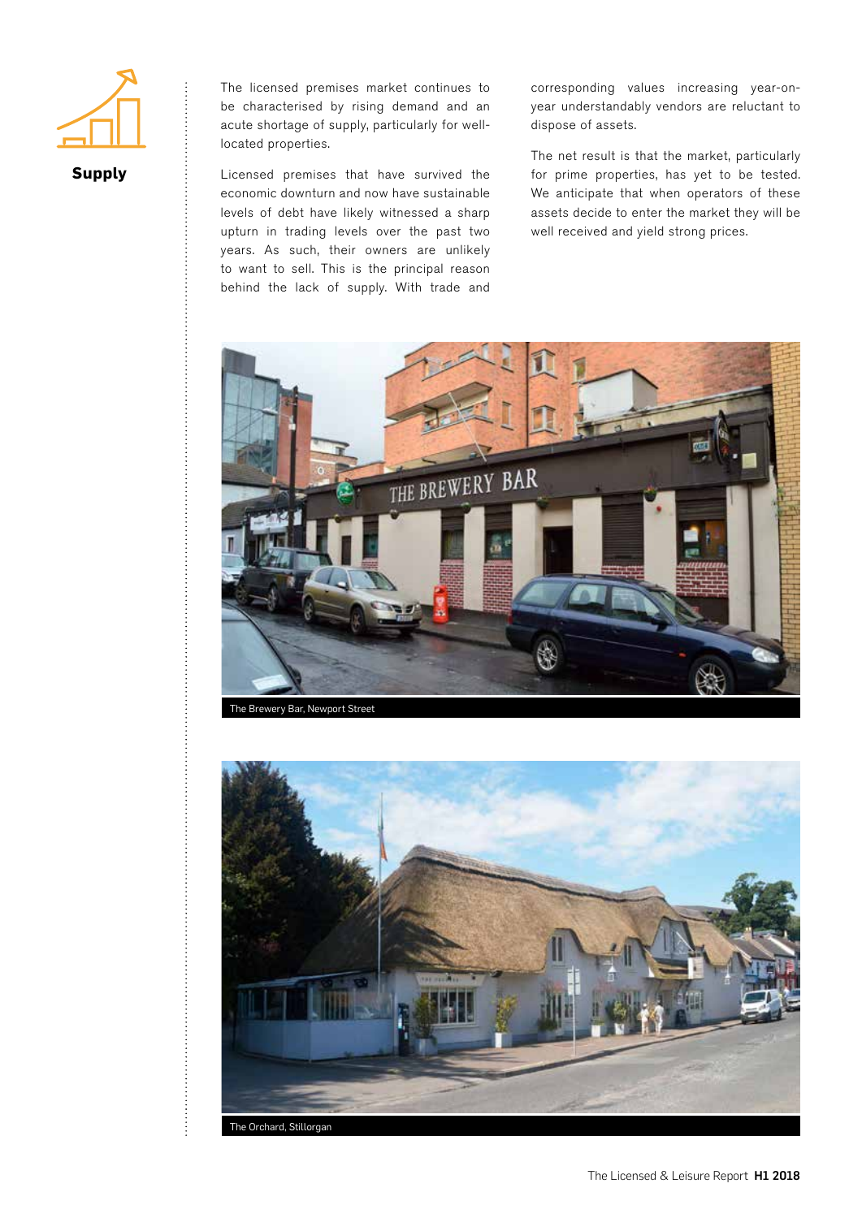## Supply

The licensed premises market continues to be characterised by rising demand and an acute shortage of supply, particularly for well-located properties.

Licensed premises that have survived the economic downturn and now have sustainable levels of debt have likely witnessed a sharp upturn in trading levels over the past two years. As such, their owners are unlikely to want to sell. This is the principal reason behind the lack of supply. With trade and corresponding values increasing year-on-year understandably vendors are reluctant to dispose of assets.

The net result is that the market, particularly for prime properties, has yet to be tested. We anticipate that when operators of these assets decide to enter the market they will be well received and yield strong prices.

The Brewery Bar, Newport Street

The Orchard, Stillorgan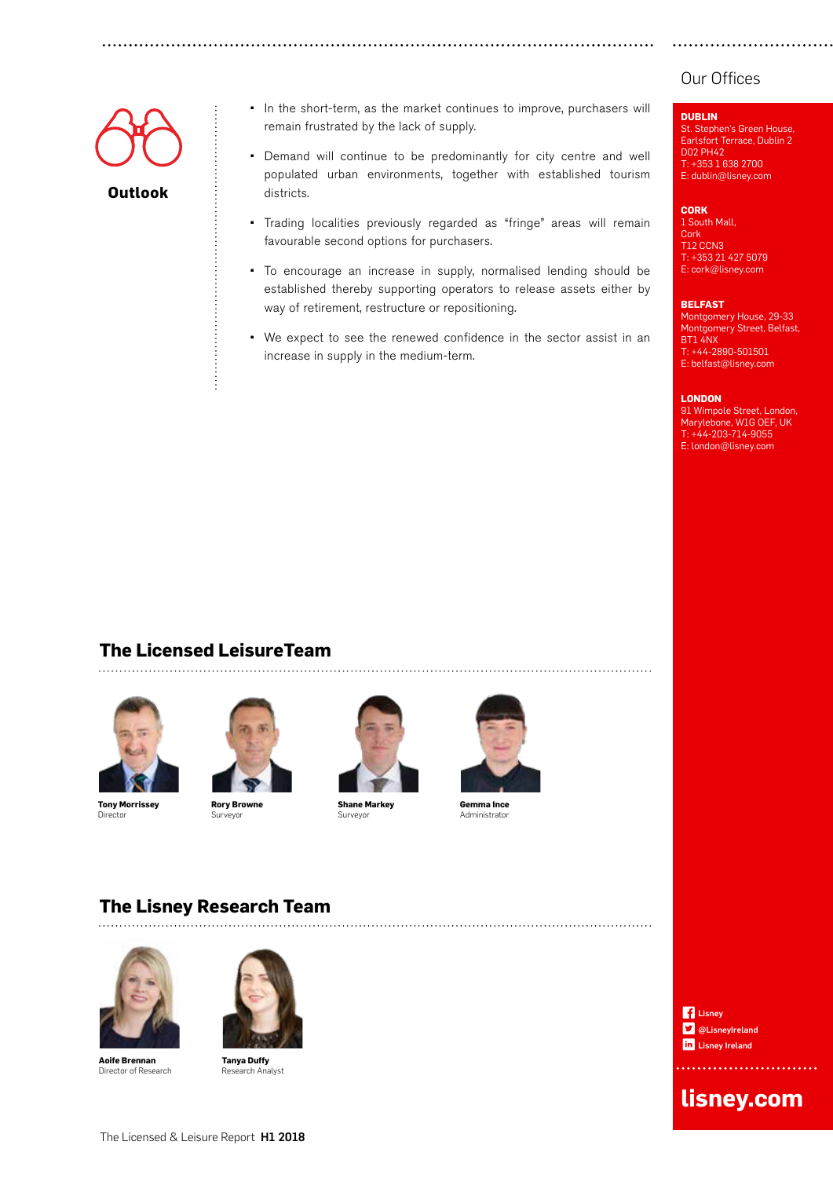## Outlook

- In the short-term, as the market continues to improve, purchasers will remain frustrated by the lack of supply.
- Demand will continue to be predominantly for city centre and well populated urban environments, together with established tourism districts.
- Trading localities previously regarded as "fringe" areas will remain favourable second options for purchasers.
- To encourage an increase in supply, normalised lending should be established thereby supporting operators to release assets either by way of retirement, restructure or repositioning.
- We expect to see the renewed confidence in the sector assist in an increase in supply in the medium-term.

## The Licensed LeisureTeam

**Tony Morrissey**
Director

**Rory Browne**
Surveyor

**Shane Markey**
Surveyor

**Gemma Ince**
Administrator

## The Lisney Research Team

**Aoife Brennan**
Director of Research

**Tanya Duffy**
Research Analyst

## Our Offices

**DUBLIN**
St. Stephen's Green House,
Earlsfort Terrace, Dublin 2
D02 PH42
T: +353 1 638 2700
E: dublin@lisney.com

**CORK**
1 South Mall,
Cork
T12 CCN3
T: +353 21 427 5079
E: cork@lisney.com

**BELFAST**
Montgomery House, 29-33
Montgomery Street, Belfast,
BT1 4NX
T: +44-2890-501501
E: belfast@lisney.com

**LONDON**
91 Wimpole Street, London,
Marylebone, W1G 0EF, UK
T: +44-203-714-9055
E: london@lisney.com

Lisney
@LisneyIreland
Lisney Ireland

**lisney.com**

The Licensed & Leisure Report **H1 2018**